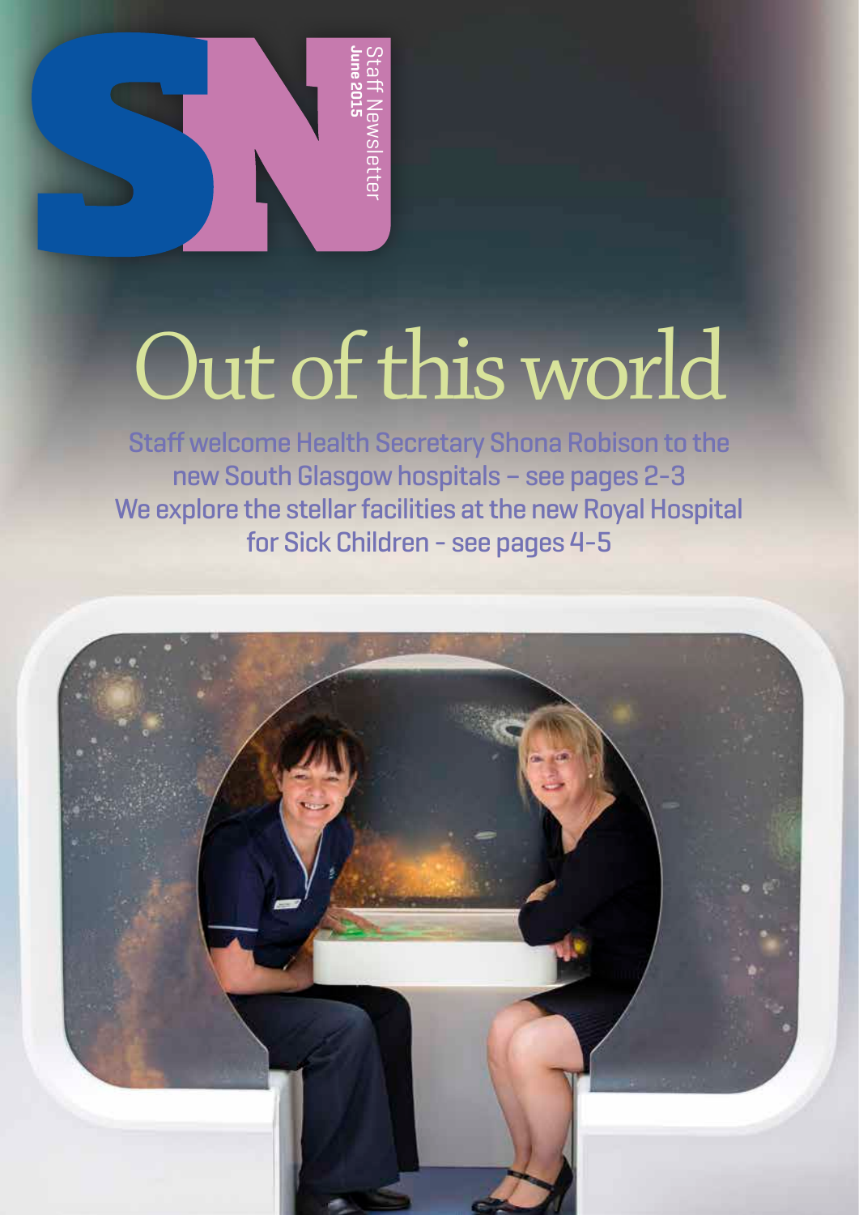Staff Newsletter
**June 2015**

# Out of this world

Staff welcome Health Secretary Shona Robison to the new South Glasgow hospitals – see pages 2-3

We explore the stellar facilities at the new Royal Hospital for Sick Children - see pages 4-5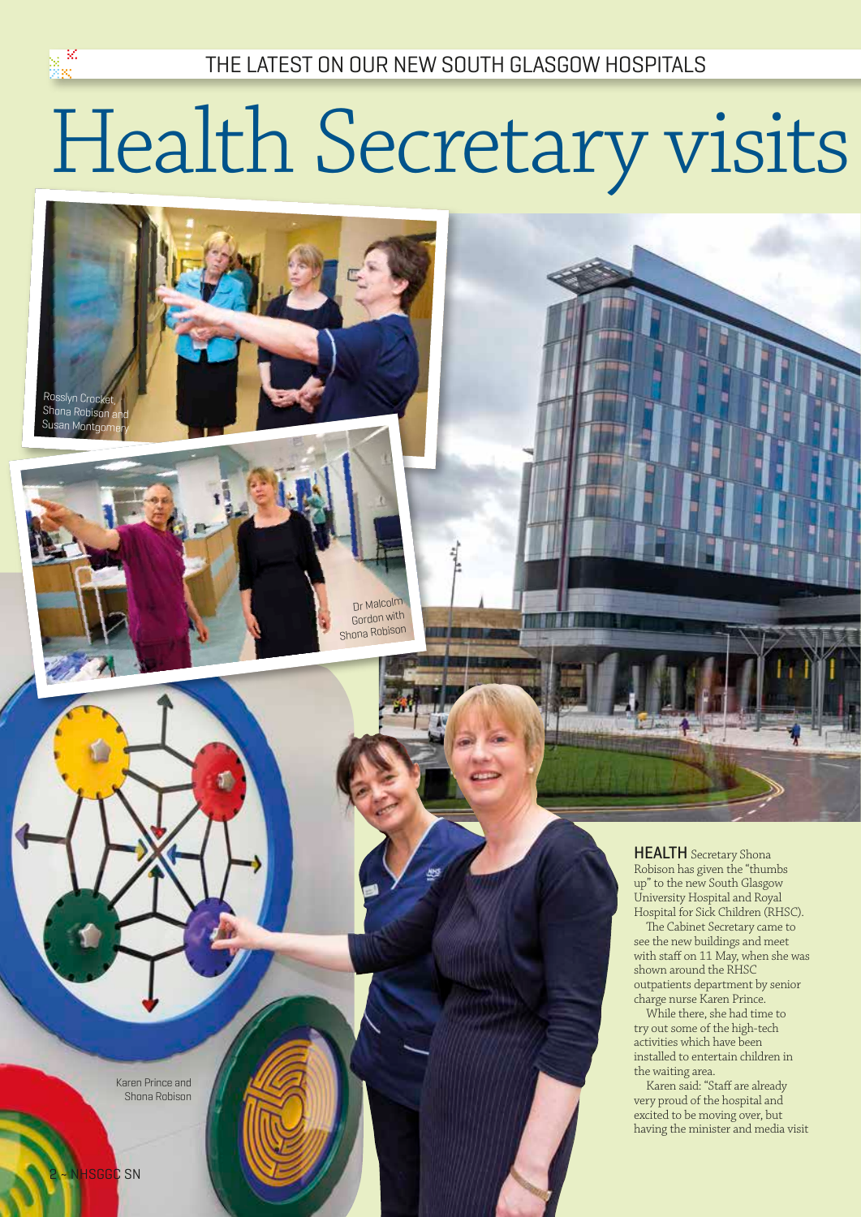THE LATEST ON OUR NEW SOUTH GLASGOW HOSPITALS

# Health Secretary visits

Rosslyn Crocket, Shona Robison and Susan Montgomery

Dr Malcolm Gordon with Shona Robison

Karen Prince and Shona Robison

**HEALTH** Secretary Shona Robison has given the "thumbs up" to the new South Glasgow University Hospital and Royal Hospital for Sick Children (RHSC).

The Cabinet Secretary came to see the new buildings and meet with staff on 11 May, when she was shown around the RHSC outpatients department by senior charge nurse Karen Prince.

While there, she had time to try out some of the high-tech activities which have been installed to entertain children in the waiting area.

Karen said: "Staff are already very proud of the hospital and excited to be moving over, but having the minister and media visit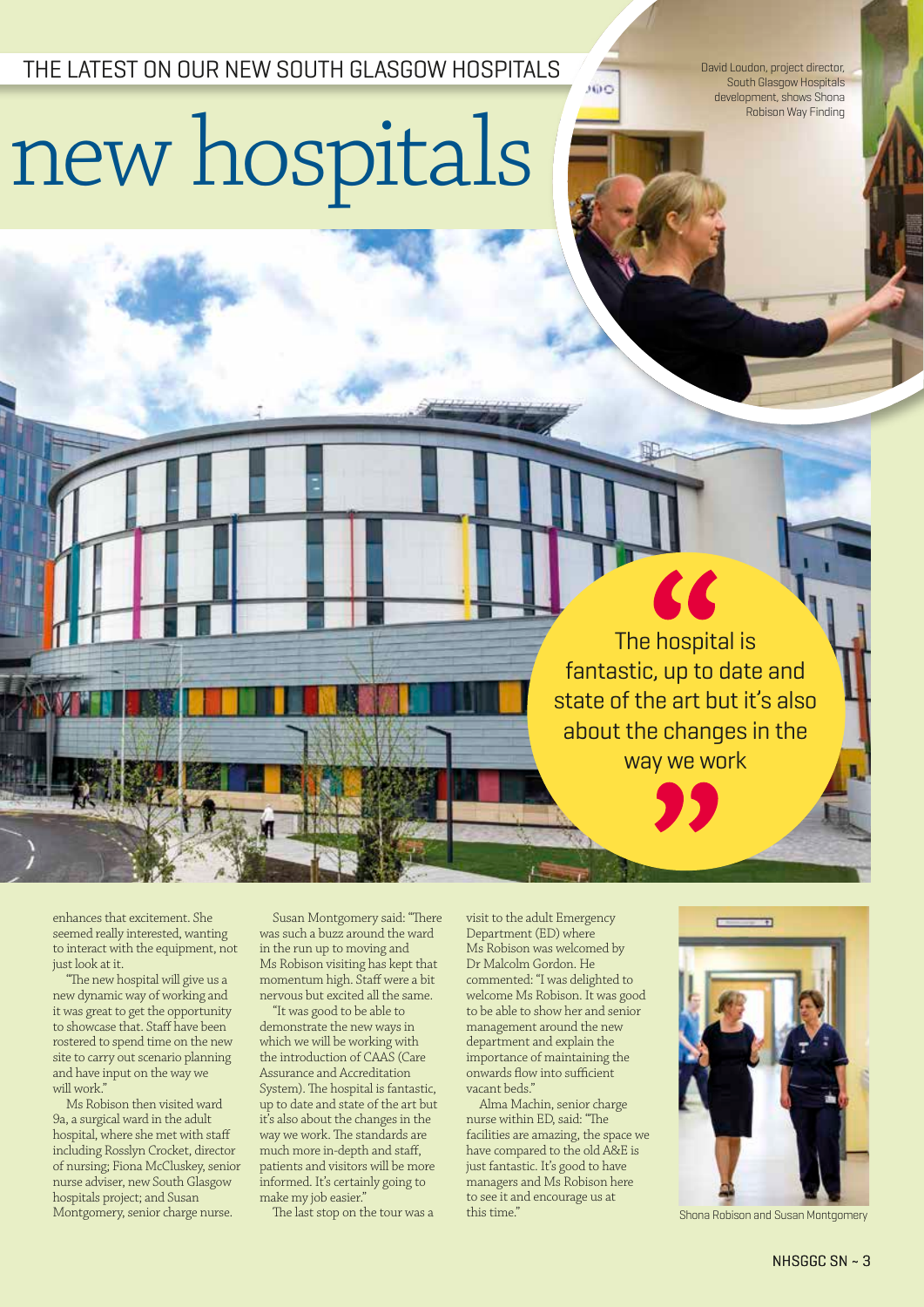THE LATEST ON OUR NEW SOUTH GLASGOW HOSPITALS

# new hospitals

David Loudon, project director, South Glasgow Hospitals development, shows Shona Robison Way Finding

> The hospital is fantastic, up to date and state of the art but it's also about the changes in the way we work

enhances that excitement. She seemed really interested, wanting to interact with the equipment, not just look at it.

"The new hospital will give us a new dynamic way of working and it was great to get the opportunity to showcase that. Staff have been rostered to spend time on the new site to carry out scenario planning and have input on the way we will work."

Ms Robison then visited ward 9a, a surgical ward in the adult hospital, where she met with staff including Rosslyn Crocket, director of nursing; Fiona McCluskey, senior nurse adviser, new South Glasgow hospitals project; and Susan Montgomery, senior charge nurse.

Susan Montgomery said: "There was such a buzz around the ward in the run up to moving and Ms Robison visiting has kept that momentum high. Staff were a bit nervous but excited all the same.

"It was good to be able to demonstrate the new ways in which we will be working with the introduction of CAAS (Care Assurance and Accreditation System). The hospital is fantastic, up to date and state of the art but it's also about the changes in the way we work. The standards are much more in-depth and staff, patients and visitors will be more informed. It's certainly going to make my job easier."

The last stop on the tour was a visit to the adult Emergency Department (ED) where Ms Robison was welcomed by Dr Malcolm Gordon. He commented: "I was delighted to welcome Ms Robison. It was good to be able to show her and senior management around the new department and explain the importance of maintaining the onwards flow into sufficient vacant beds."

Alma Machin, senior charge nurse within ED, said: "The facilities are amazing, the space we have compared to the old A&E is just fantastic. It's good to have managers and Ms Robison here to see it and encourage us at this time."

Shona Robison and Susan Montgomery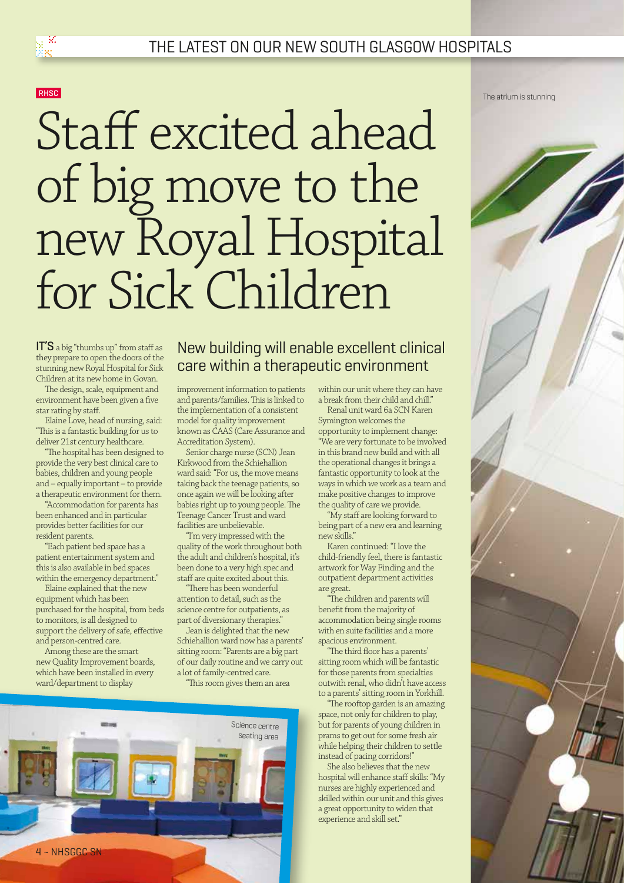RHSC

# Staff excited ahead of big move to the new Royal Hospital for Sick Children

## New building will enable excellent clinical care within a therapeutic environment

**IT'S** a big "thumbs up" from staff as they prepare to open the doors of the stunning new Royal Hospital for Sick Children at its new home in Govan.

The design, scale, equipment and environment have been given a five star rating by staff.

Elaine Love, head of nursing, said: "This is a fantastic building for us to deliver 21st century healthcare.

"The hospital has been designed to provide the very best clinical care to babies, children and young people and – equally important – to provide a therapeutic environment for them.

"Accommodation for parents has been enhanced and in particular provides better facilities for our resident parents.

"Each patient bed space has a patient entertainment system and this is also available in bed spaces within the emergency department."

Elaine explained that the new equipment which has been purchased for the hospital, from beds to monitors, is all designed to support the delivery of safe, effective and person-centred care.

Among these are the smart new Quality Improvement boards, which have been installed in every ward/department to display improvement information to patients and parents/families. This is linked to the implementation of a consistent model for quality improvement known as CAAS (Care Assurance and Accreditation System).

Senior charge nurse (SCN) Jean Kirkwood from the Schiehallion ward said: "For us, the move means taking back the teenage patients, so once again we will be looking after babies right up to young people. The Teenage Cancer Trust and ward facilities are unbelievable.

"I'm very impressed with the quality of the work throughout both the adult and children's hospital, it's been done to a very high spec and staff are quite excited about this.

"There has been wonderful attention to detail, such as the science centre for outpatients, as part of diversionary therapies."

Jean is delighted that the new Schiehallion ward now has a parents' sitting room: "Parents are a big part of our daily routine and we carry out a lot of family-centred care.

"This room gives them an area within our unit where they can have a break from their child and chill."

Renal unit ward 6a SCN Karen Symington welcomes the opportunity to implement change: "We are very fortunate to be involved in this brand new build and with all the operational changes it brings a fantastic opportunity to look at the ways in which we work as a team and make positive changes to improve the quality of care we provide.

"My staff are looking forward to being part of a new era and learning new skills."

Karen continued: "I love the child-friendly feel, there is fantastic artwork for Way Finding and the outpatient department activities are great.

"The children and parents will benefit from the majority of accommodation being single rooms with en suite facilities and a more spacious environment.

"The third floor has a parents' sitting room which will be fantastic for those parents from specialties outwith renal, who didn't have access to a parents' sitting room in Yorkhill.

"The rooftop garden is an amazing space, not only for children to play, but for parents of young children in prams to get out for some fresh air while helping their children to settle instead of pacing corridors!"

She also believes that the new hospital will enhance staff skills: "My nurses are highly experienced and skilled within our unit and this gives a great opportunity to widen that experience and skill set."

Science centre seating area

The atrium is stunning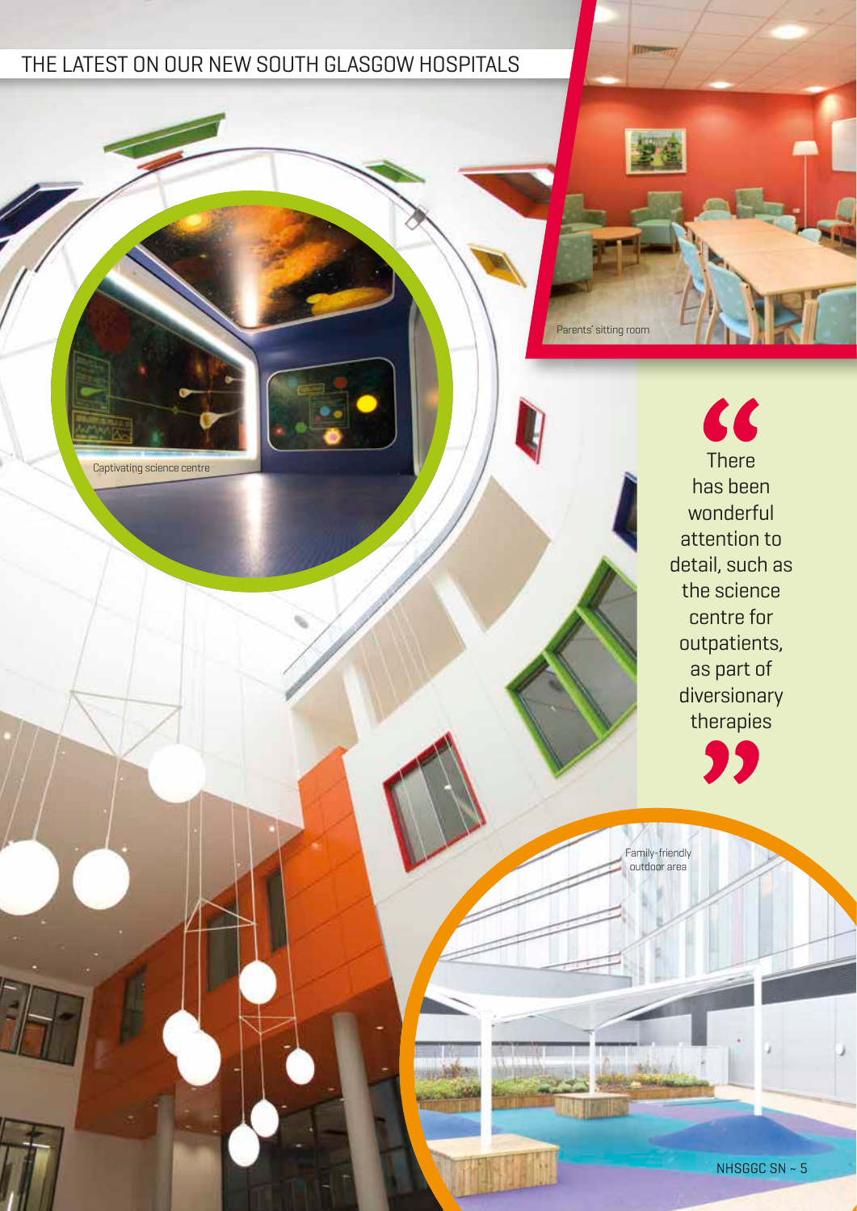Captivating science centre

Parents' sitting room

> "There has been wonderful attention to detail, such as the science centre for outpatients, as part of diversionary therapies"

Family-friendly outdoor area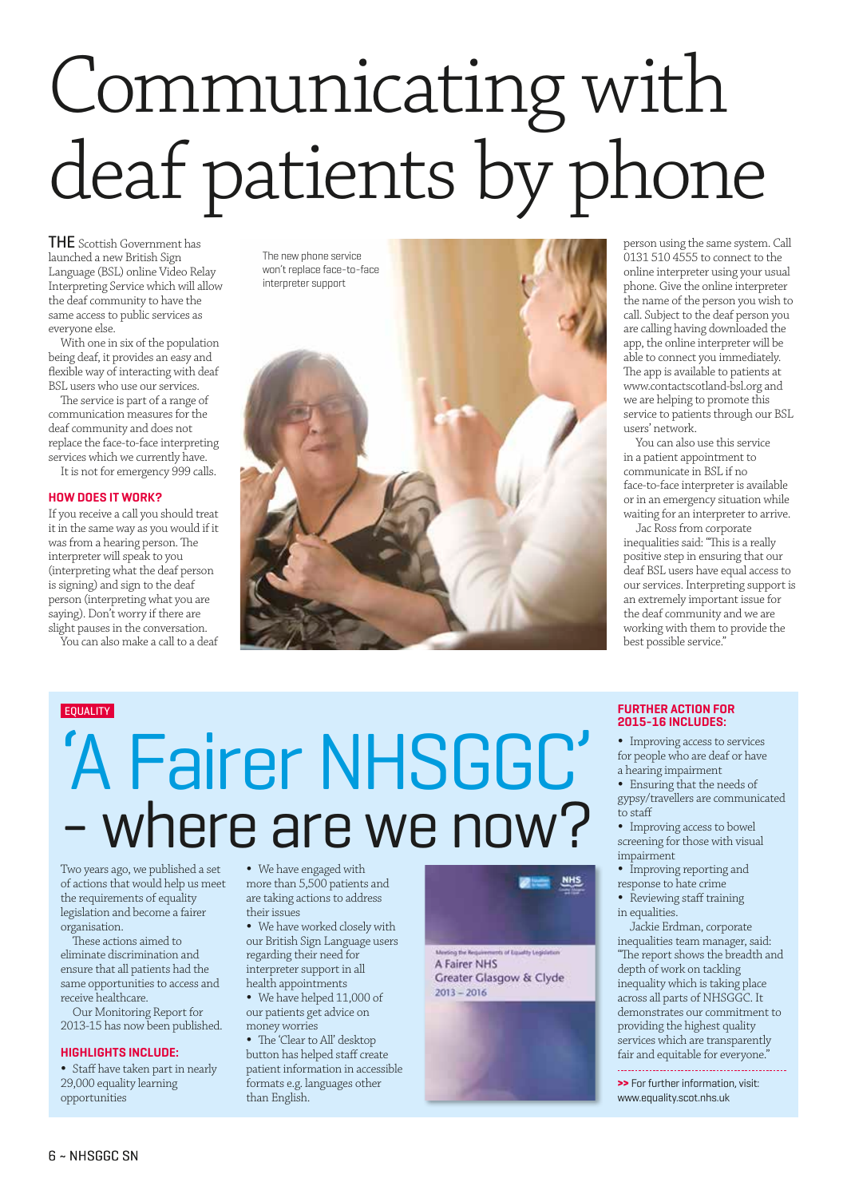# Communicating with deaf patients by phone

THE Scottish Government has launched a new British Sign Language (BSL) online Video Relay Interpreting Service which will allow the deaf community to have the same access to public services as everyone else.

With one in six of the population being deaf, it provides an easy and flexible way of interacting with deaf BSL users who use our services.

The service is part of a range of communication measures for the deaf community and does not replace the face-to-face interpreting services which we currently have.

It is not for emergency 999 calls.

The new phone service won't replace face-to-face interpreter support

### HOW DOES IT WORK?

If you receive a call you should treat it in the same way as you would if it was from a hearing person. The interpreter will speak to you (interpreting what the deaf person is signing) and sign to the deaf person (interpreting what you are saying). Don't worry if there are slight pauses in the conversation.

You can also make a call to a deaf person using the same system. Call 0131 510 4555 to connect to the online interpreter using your usual phone. Give the online interpreter the name of the person you wish to call. Subject to the deaf person you are calling having downloaded the app, the online interpreter will be able to connect you immediately. The app is available to patients at www.contactscotland-bsl.org and we are helping to promote this service to patients through our BSL users' network.

You can also use this service in a patient appointment to communicate in BSL if no face-to-face interpreter is available or in an emergency situation while waiting for an interpreter to arrive.

Jac Ross from corporate inequalities said: "This is a really positive step in ensuring that our deaf BSL users have equal access to our services. Interpreting support is an extremely important issue for the deaf community and we are working with them to provide the best possible service."

EQUALITY

# 'A Fairer NHSGGC' - where are we now?

Two years ago, we published a set of actions that would help us meet the requirements of equality legislation and become a fairer organisation.

These actions aimed to eliminate discrimination and ensure that all patients had the same opportunities to access and receive healthcare.

Our Monitoring Report for 2013-15 has now been published.

### HIGHLIGHTS INCLUDE:

- Staff have taken part in nearly 29,000 equality learning opportunities
- We have engaged with more than 5,500 patients and are taking actions to address their issues
- We have worked closely with our British Sign Language users regarding their need for interpreter support in all health appointments
- We have helped 11,000 of our patients get advice on money worries
- The 'Clear to All' desktop button has helped staff create patient information in accessible formats e.g. languages other than English.

Meeting the Requirements of Equality Legislation
A Fairer NHS
Greater Glasgow & Clyde
2013 – 2016

### FURTHER ACTION FOR 2015-16 INCLUDES:

- Improving access to services for people who are deaf or have a hearing impairment
- Ensuring that the needs of gypsy/travellers are communicated to staff
- Improving access to bowel screening for those with visual impairment
- Improving reporting and response to hate crime
- Reviewing staff training in equalities.

Jackie Erdman, corporate inequalities team manager, said: "The report shows the breadth and depth of work on tackling inequality which is taking place across all parts of NHSGGC. It demonstrates our commitment to providing the highest quality services which are transparently fair and equitable for everyone."

>> For further information, visit: www.equality.scot.nhs.uk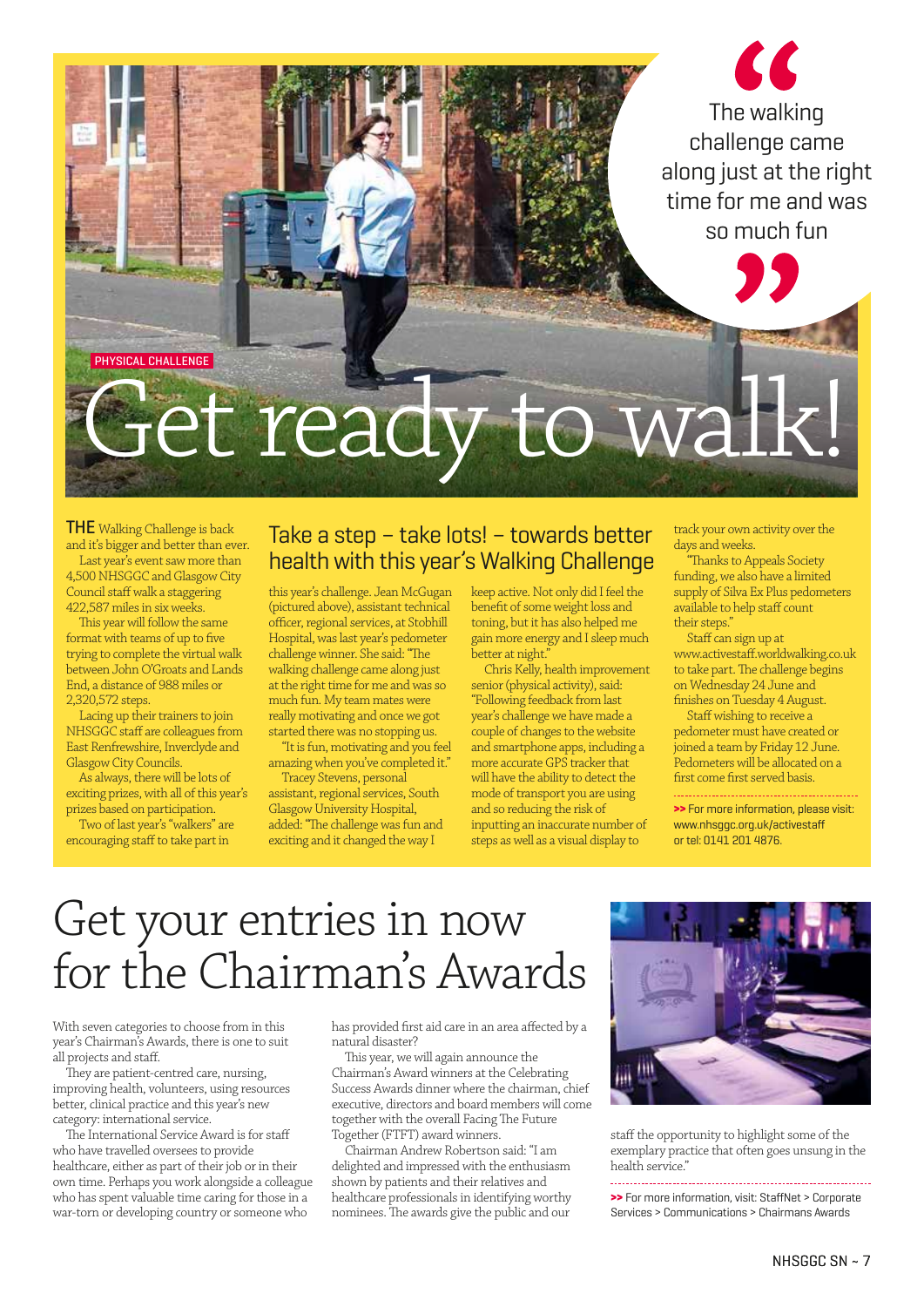PHYSICAL CHALLENGE

# Get ready to walk!

> The walking challenge came along just at the right time for me and was so much fun

## Take a step – take lots! – towards better health with this year's Walking Challenge

**THE** Walking Challenge is back and it's bigger and better than ever.

Last year's event saw more than 4,500 NHSGGC and Glasgow City Council staff walk a staggering 422,587 miles in six weeks.

This year will follow the same format with teams of up to five trying to complete the virtual walk between John O'Groats and Lands End, a distance of 988 miles or 2,320,572 steps.

Lacing up their trainers to join NHSGGC staff are colleagues from East Renfrewshire, Inverclyde and Glasgow City Councils.

As always, there will be lots of exciting prizes, with all of this year's prizes based on participation.

Two of last year's "walkers" are encouraging staff to take part in this year's challenge. Jean McGugan (pictured above), assistant technical officer, regional services, at Stobhill Hospital, was last year's pedometer challenge winner. She said: "The walking challenge came along just at the right time for me and was so much fun. My team mates were really motivating and once we got started there was no stopping us.

"It is fun, motivating and you feel amazing when you've completed it."

Tracey Stevens, personal assistant, regional services, South Glasgow University Hospital, added: "The challenge was fun and exciting and it changed the way I keep active. Not only did I feel the benefit of some weight loss and toning, but it has also helped me gain more energy and I sleep much better at night."

Chris Kelly, health improvement senior (physical activity), said: "Following feedback from last year's challenge we have made a couple of changes to the website and smartphone apps, including a more accurate GPS tracker that will have the ability to detect the mode of transport you are using and so reducing the risk of inputting an inaccurate number of steps as well as a visual display to track your own activity over the days and weeks.

"Thanks to Appeals Society funding, we also have a limited supply of Silva Ex Plus pedometers available to help staff count their steps."

Staff can sign up at www.activestaff.worldwalking.co.uk to take part. The challenge begins on Wednesday 24 June and finishes on Tuesday 4 August.

Staff wishing to receive a pedometer must have created or joined a team by Friday 12 June. Pedometers will be allocated on a first come first served basis.

**>>** For more information, please visit: www.nhsggc.org.uk/activestaff or tel: 0141 201 4876.

# Get your entries in now for the Chairman's Awards

With seven categories to choose from in this year's Chairman's Awards, there is one to suit all projects and staff.

They are patient-centred care, nursing, improving health, volunteers, using resources better, clinical practice and this year's new category: international service.

The International Service Award is for staff who have travelled oversees to provide healthcare, either as part of their job or in their own time. Perhaps you work alongside a colleague who has spent valuable time caring for those in a war-torn or developing country or someone who has provided first aid care in an area affected by a natural disaster?

This year, we will again announce the Chairman's Award winners at the Celebrating Success Awards dinner where the chairman, chief executive, directors and board members will come together with the overall Facing The Future Together (FTFT) award winners.

Chairman Andrew Robertson said: "I am delighted and impressed with the enthusiasm shown by patients and their relatives and healthcare professionals in identifying worthy nominees. The awards give the public and our staff the opportunity to highlight some of the exemplary practice that often goes unsung in the health service."

**>>** For more information, visit: StaffNet > Corporate Services > Communications > Chairmans Awards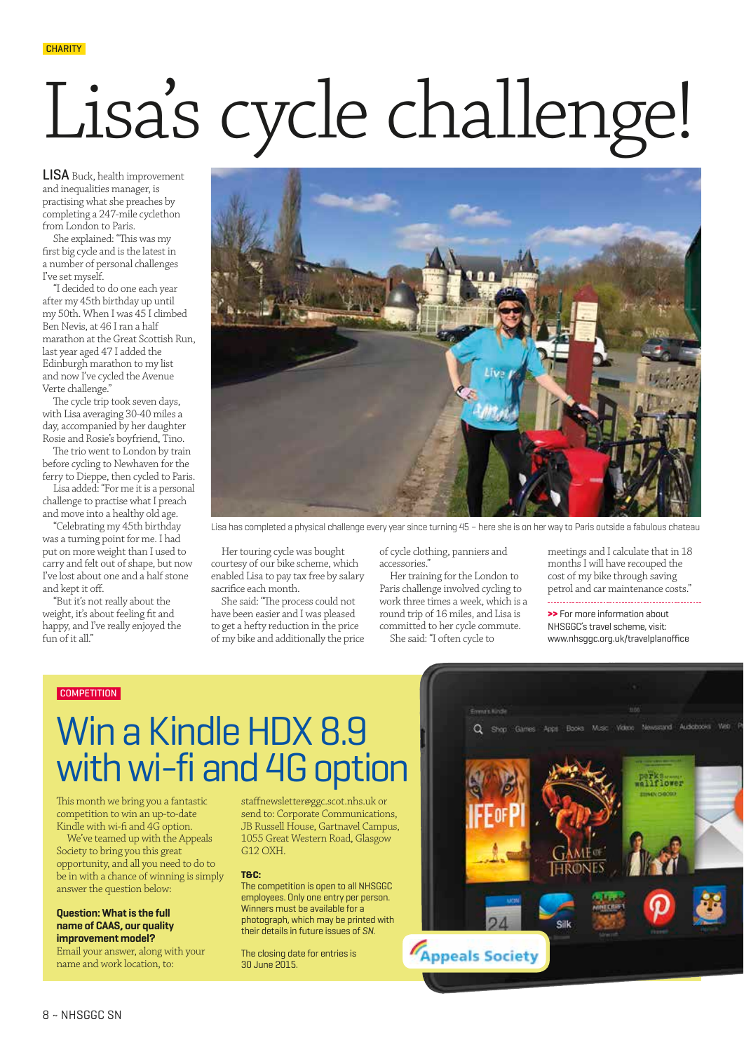CHARITY

# Lisa's cycle challenge!

LISA Buck, health improvement and inequalities manager, is practising what she preaches by completing a 247-mile cyclethon from London to Paris.

She explained: "This was my first big cycle and is the latest in a number of personal challenges I've set myself.

"I decided to do one each year after my 45th birthday up until my 50th. When I was 45 I climbed Ben Nevis, at 46 I ran a half marathon at the Great Scottish Run, last year aged 47 I added the Edinburgh marathon to my list and now I've cycled the Avenue Verte challenge."

The cycle trip took seven days, with Lisa averaging 30-40 miles a day, accompanied by her daughter Rosie and Rosie's boyfriend, Tino.

The trio went to London by train before cycling to Newhaven for the ferry to Dieppe, then cycled to Paris.

Lisa added: "For me it is a personal challenge to practise what I preach and move into a healthy old age.

"Celebrating my 45th birthday was a turning point for me. I had put on more weight than I used to carry and felt out of shape, but now I've lost about one and a half stone and kept it off.

"But it's not really about the weight, it's about feeling fit and happy, and I've really enjoyed the fun of it all."

Lisa has completed a physical challenge every year since turning 45 – here she is on her way to Paris outside a fabulous chateau

Her touring cycle was bought courtesy of our bike scheme, which enabled Lisa to pay tax free by salary sacrifice each month.

She said: "The process could not have been easier and I was pleased to get a hefty reduction in the price of my bike and additionally the price of cycle clothing, panniers and accessories."

Her training for the London to Paris challenge involved cycling to work three times a week, which is a round trip of 16 miles, and Lisa is committed to her cycle commute.

She said: "I often cycle to meetings and I calculate that in 18 months I will have recouped the cost of my bike through saving petrol and car maintenance costs."

>> For more information about NHSGGC's travel scheme, visit: www.nhsggc.org.uk/travelplanoffice

COMPETITION

## Win a Kindle HDX 8.9 with wi-fi and 4G option

This month we bring you a fantastic competition to win an up-to-date Kindle with wi-fi and 4G option.

We've teamed up with the Appeals Society to bring you this great opportunity, and all you need to do to be in with a chance of winning is simply answer the question below:

**Question: What is the full name of CAAS, our quality improvement model?**

Email your answer, along with your name and work location, to: staffnewsletter@ggc.scot.nhs.uk or send to: Corporate Communications, JB Russell House, Gartnavel Campus, 1055 Great Western Road, Glasgow G12 0XH.

**T&C:**

The competition is open to all NHSGGC employees. Only one entry per person. Winners must be available for a photograph, which may be printed with their details in future issues of *SN*.

The closing date for entries is 30 June 2015.

Appeals Society